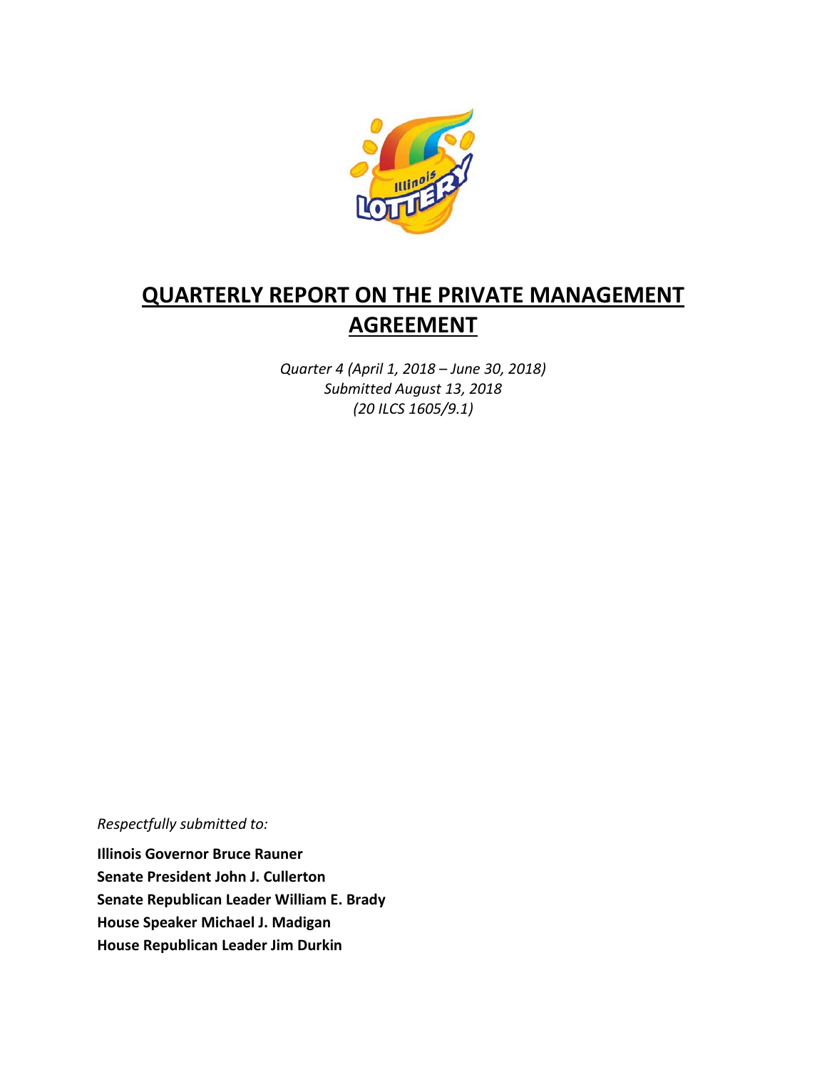# QUARTERLY REPORT ON THE PRIVATE MANAGEMENT AGREEMENT

*Quarter 4 (April 1, 2018 – June 30, 2018)*
*Submitted August 13, 2018*
*(20 ILCS 1605/9.1)*

*Respectfully submitted to:*

**Illinois Governor Bruce Rauner**
**Senate President John J. Cullerton**
**Senate Republican Leader William E. Brady**
**House Speaker Michael J. Madigan**
**House Republican Leader Jim Durkin**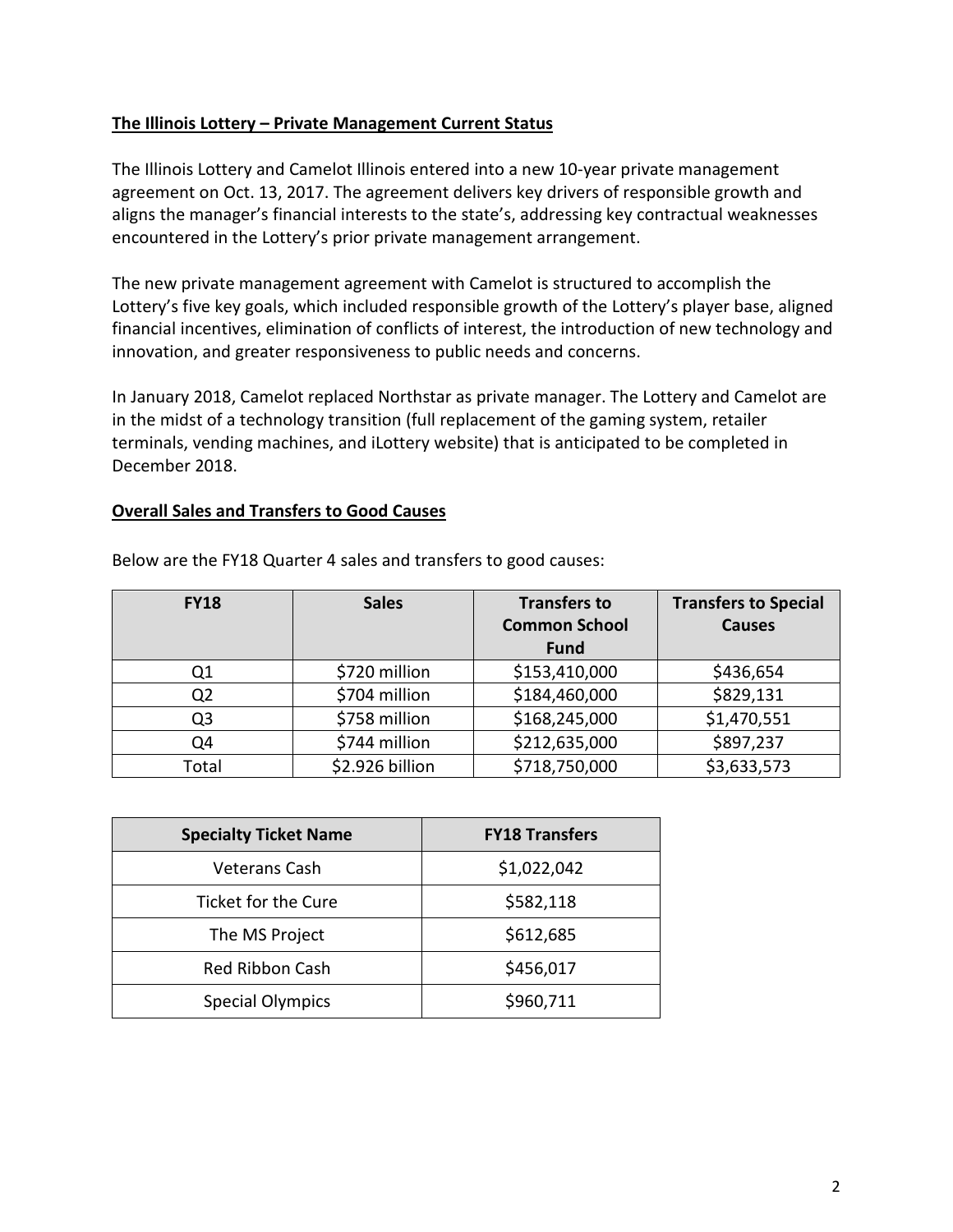**The Illinois Lottery – Private Management Current Status**

The Illinois Lottery and Camelot Illinois entered into a new 10-year private management agreement on Oct. 13, 2017. The agreement delivers key drivers of responsible growth and aligns the manager's financial interests to the state's, addressing key contractual weaknesses encountered in the Lottery's prior private management arrangement.

The new private management agreement with Camelot is structured to accomplish the Lottery's five key goals, which included responsible growth of the Lottery's player base, aligned financial incentives, elimination of conflicts of interest, the introduction of new technology and innovation, and greater responsiveness to public needs and concerns.

In January 2018, Camelot replaced Northstar as private manager. The Lottery and Camelot are in the midst of a technology transition (full replacement of the gaming system, retailer terminals, vending machines, and iLottery website) that is anticipated to be completed in December 2018.

**Overall Sales and Transfers to Good Causes**

Below are the FY18 Quarter 4 sales and transfers to good causes:

| FY18 | Sales | Transfers to Common School Fund | Transfers to Special Causes |
|---|---|---|---|
| Q1 | $720 million | $153,410,000 | $436,654 |
| Q2 | $704 million | $184,460,000 | $829,131 |
| Q3 | $758 million | $168,245,000 | $1,470,551 |
| Q4 | $744 million | $212,635,000 | $897,237 |
| Total | $2.926 billion | $718,750,000 | $3,633,573 |

| Specialty Ticket Name | FY18 Transfers |
|---|---|
| Veterans Cash | $1,022,042 |
| Ticket for the Cure | $582,118 |
| The MS Project | $612,685 |
| Red Ribbon Cash | $456,017 |
| Special Olympics | $960,711 |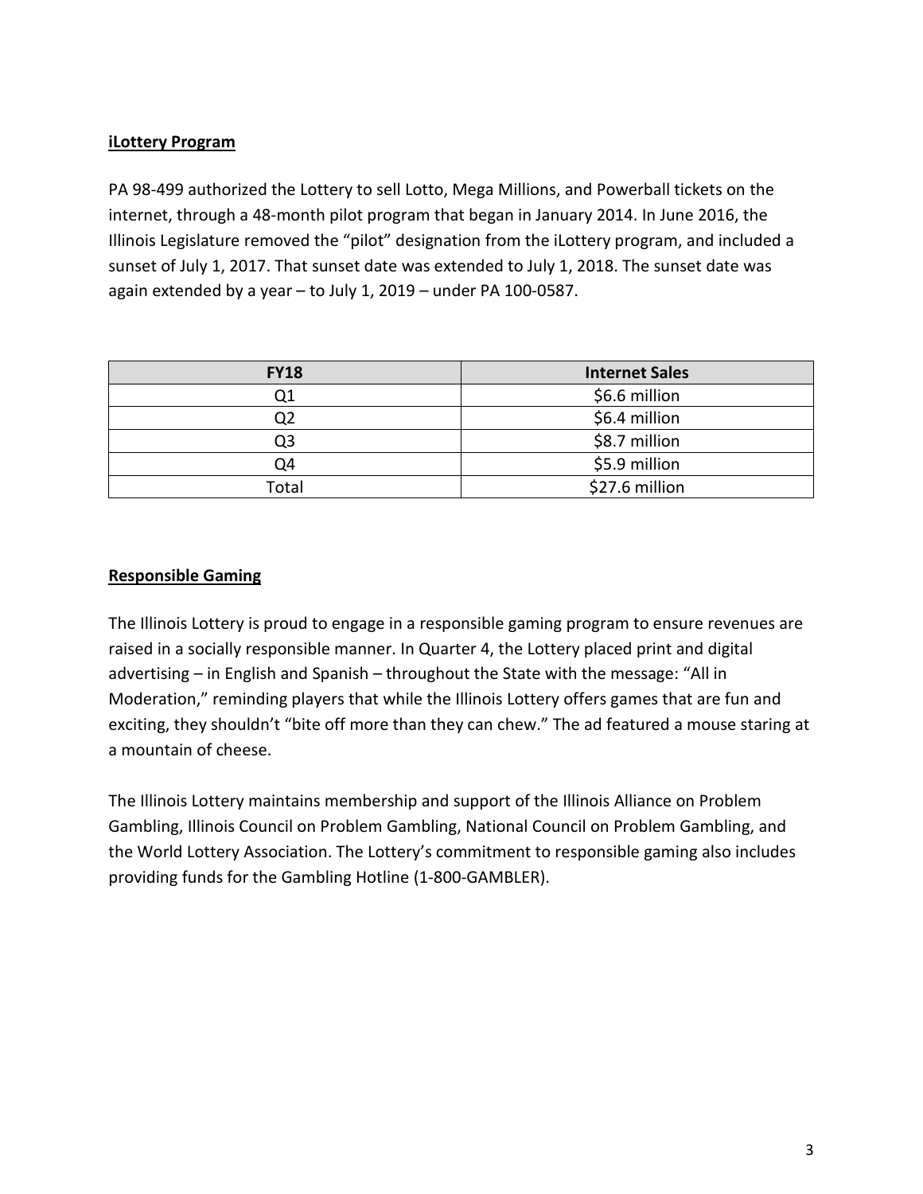**iLottery Program**

PA 98-499 authorized the Lottery to sell Lotto, Mega Millions, and Powerball tickets on the internet, through a 48-month pilot program that began in January 2014. In June 2016, the Illinois Legislature removed the "pilot" designation from the iLottery program, and included a sunset of July 1, 2017. That sunset date was extended to July 1, 2018. The sunset date was again extended by a year – to July 1, 2019 – under PA 100-0587.

| FY18 | Internet Sales |
| --- | --- |
| Q1 | $6.6 million |
| Q2 | $6.4 million |
| Q3 | $8.7 million |
| Q4 | $5.9 million |
| Total | $27.6 million |

**Responsible Gaming**

The Illinois Lottery is proud to engage in a responsible gaming program to ensure revenues are raised in a socially responsible manner. In Quarter 4, the Lottery placed print and digital advertising – in English and Spanish – throughout the State with the message: "All in Moderation," reminding players that while the Illinois Lottery offers games that are fun and exciting, they shouldn't "bite off more than they can chew." The ad featured a mouse staring at a mountain of cheese.

The Illinois Lottery maintains membership and support of the Illinois Alliance on Problem Gambling, Illinois Council on Problem Gambling, National Council on Problem Gambling, and the World Lottery Association. The Lottery's commitment to responsible gaming also includes providing funds for the Gambling Hotline (1-800-GAMBLER).